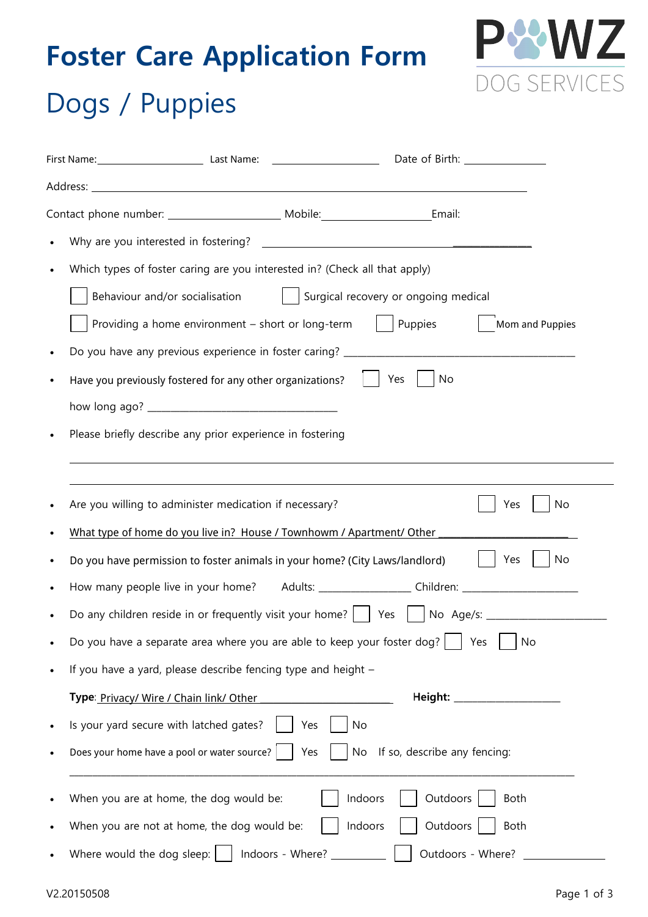# Foster Care Application Form

## Dogs / Puppies

PAWZ DOG SERVICES

First Name:____________________ Last Name: ____________________ Date of Birth: _______________

Address: ________________________________________________________________________________

Contact phone number: ____________________ Mobile:____________________Email:

- Why are you interested in fostering? _______________________________________________
- Which types of foster caring are you interested in? (Check all that apply)

  ☐ Behaviour and/or socialisation ☐ Surgical recovery or ongoing medical

  ☐ Providing a home environment – short or long-term ☐ Puppies ☐ Mom and Puppies

- Do you have any previous experience in foster caring? ____________________________________________
- Have you previously fostered for any other organizations? ☐ Yes ☐ No

  how long ago? ___________________________________

- Please briefly describe any prior experience in fostering

  ___________________________________________________________________________________

  ___________________________________________________________________________________

- Are you willing to administer medication if necessary? ☐ Yes ☐ No
- What type of home do you live in? House / Townhowm / Apartment/ Other ________________________
- Do you have permission to foster animals in your home? (City Laws/landlord) ☐ Yes ☐ No
- How many people live in your home? Adults: _________________ Children: _____________________
- Do any children reside in or frequently visit your home? ☐ Yes ☐ No Age/s: ______________________
- Do you have a separate area where you are able to keep your foster dog? ☐ Yes ☐ No
- If you have a yard, please describe fencing type and height –

  **Type**: Privacy/ Wire / Chain link/ Other _________________________ **Height**: ____________________

- Is your yard secure with latched gates? ☐ Yes ☐ No
- Does your home have a pool or water source? ☐ Yes ☐ No If so, describe any fencing:

  ___________________________________________________________________________________

- When you are at home, the dog would be: ☐ Indoors ☐ Outdoors ☐ Both
- When you are not at home, the dog would be: ☐ Indoors ☐ Outdoors ☐ Both
- Where would the dog sleep: ☐ Indoors - Where? __________ ☐ Outdoors - Where? _______________

V2.20150508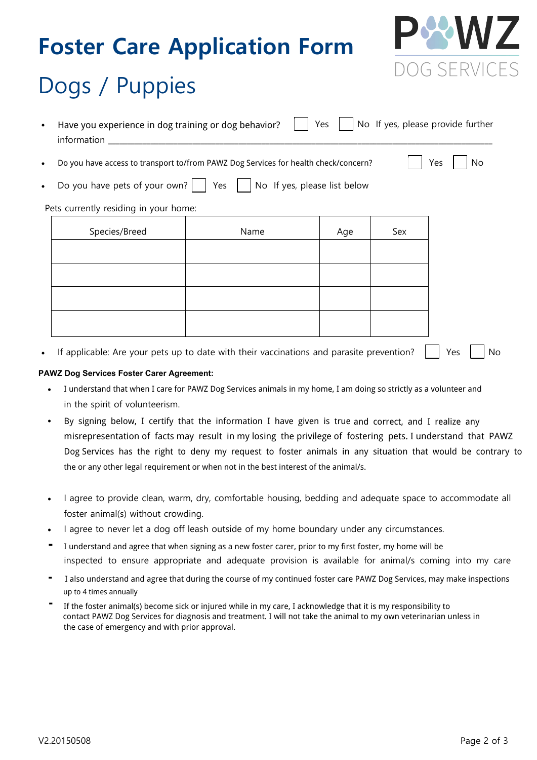# Foster Care Application Form

PAWZ DOG SERVICES

## Dogs / Puppies

- Have you experience in dog training or dog behavior? ☐ Yes ☐ No If yes, please provide further information \_\_\_\_\_\_\_\_\_\_\_\_\_\_\_\_\_\_\_\_\_\_\_\_\_\_\_\_\_\_\_\_\_\_\_\_\_\_\_\_\_\_\_\_\_\_\_\_\_\_\_\_\_\_\_\_\_\_\_\_
- Do you have access to transport to/from PAWZ Dog Services for health check/concern? ☐ Yes ☐ No
- Do you have pets of your own? ☐ Yes ☐ No If yes, please list below

Pets currently residing in your home:

| Species/Breed | Name | Age | Sex |
|---|---|---|---|
| | | | |
| | | | |
| | | | |
| | | | |

- If applicable: Are your pets up to date with their vaccinations and parasite prevention? ☐ Yes ☐ No

**PAWZ Dog Services Foster Carer Agreement:**

- I understand that when I care for PAWZ Dog Services animals in my home, I am doing so strictly as a volunteer and in the spirit of volunteerism.
- By signing below, I certify that the information I have given is true and correct, and I realize any misrepresentation of facts may result in my losing the privilege of fostering pets. I understand that PAWZ Dog Services has the right to deny my request to foster animals in any situation that would be contrary to the or any other legal requirement or when not in the best interest of the animal/s.
- I agree to provide clean, warm, dry, comfortable housing, bedding and adequate space to accommodate all foster animal(s) without crowding.
- I agree to never let a dog off leash outside of my home boundary under any circumstances.
- I understand and agree that when signing as a new foster carer, prior to my first foster, my home will be inspected to ensure appropriate and adequate provision is available for animal/s coming into my care
- I also understand and agree that during the course of my continued foster care PAWZ Dog Services, may make inspections up to 4 times annually
- If the foster animal(s) become sick or injured while in my care, I acknowledge that it is my responsibility to contact PAWZ Dog Services for diagnosis and treatment. I will not take the animal to my own veterinarian unless in the case of emergency and with prior approval.

V2.20150508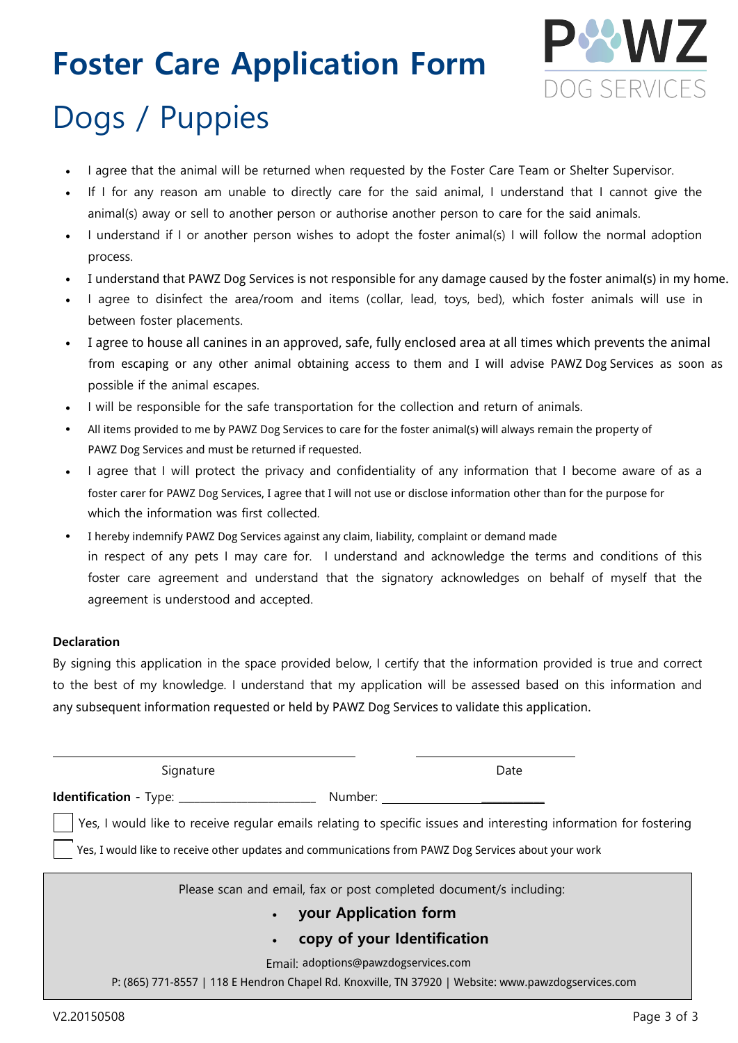# Foster Care Application Form

# Dogs / Puppies

PAWZ DOG SERVICES

- I agree that the animal will be returned when requested by the Foster Care Team or Shelter Supervisor.
- If I for any reason am unable to directly care for the said animal, I understand that I cannot give the animal(s) away or sell to another person or authorise another person to care for the said animals.
- I understand if I or another person wishes to adopt the foster animal(s) I will follow the normal adoption process.
- I understand that PAWZ Dog Services is not responsible for any damage caused by the foster animal(s) in my home.
- I agree to disinfect the area/room and items (collar, lead, toys, bed), which foster animals will use in between foster placements.
- I agree to house all canines in an approved, safe, fully enclosed area at all times which prevents the animal from escaping or any other animal obtaining access to them and I will advise PAWZ Dog Services as soon as possible if the animal escapes.
- I will be responsible for the safe transportation for the collection and return of animals.
- All items provided to me by PAWZ Dog Services to care for the foster animal(s) will always remain the property of PAWZ Dog Services and must be returned if requested.
- I agree that I will protect the privacy and confidentiality of any information that I become aware of as a foster carer for PAWZ Dog Services, I agree that I will not use or disclose information other than for the purpose for which the information was first collected.
- I hereby indemnify PAWZ Dog Services against any claim, liability, complaint or demand made in respect of any pets I may care for. I understand and acknowledge the terms and conditions of this foster care agreement and understand that the signatory acknowledges on behalf of myself that the agreement is understood and accepted.

**Declaration**

By signing this application in the space provided below, I certify that the information provided is true and correct to the best of my knowledge. I understand that my application will be assessed based on this information and any subsequent information requested or held by PAWZ Dog Services to validate this application.

_______________________________ Signature

_______________________________ Date

**Identification** - Type: _______________________ Number: _______________________

☐ Yes, I would like to receive regular emails relating to specific issues and interesting information for fostering

☐ Yes, I would like to receive other updates and communications from PAWZ Dog Services about your work

Please scan and email, fax or post completed document/s including:

- **your Application form**
- **copy of your Identification**

Email: adoptions@pawzdogservices.com

P: (865) 771-8557 | 118 E Hendron Chapel Rd. Knoxville, TN 37920 | Website: www.pawzdogservices.com

V2.20150508